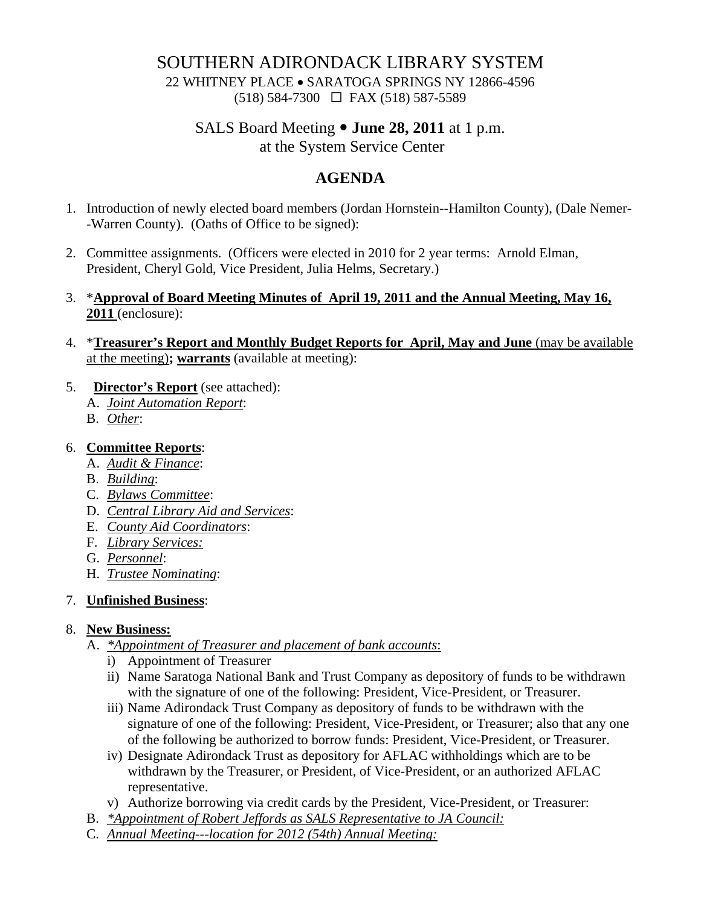# SOUTHERN ADIRONDACK LIBRARY SYSTEM

22 WHITNEY PLACE • SARATOGA SPRINGS NY 12866-4596
(518) 584-7300 ☐ FAX (518) 587-5589

## SALS Board Meeting • **June 28, 2011** at 1 p.m.
## at the System Service Center

## AGENDA

1. Introduction of newly elected board members (Jordan Hornstein--Hamilton County), (Dale Nemer--Warren County). (Oaths of Office to be signed):

2. Committee assignments. (Officers were elected in 2010 for 2 year terms: Arnold Elman, President, Cheryl Gold, Vice President, Julia Helms, Secretary.)

3. *__**Approval of Board Meeting Minutes of April 19, 2011 and the Annual Meeting, May 16, 2011**__ (enclosure):

4. *__**Treasurer's Report and Monthly Budget Reports for April, May and June**__ __(may be available at the meeting)__**;** __**warrants**__ (available at meeting):

5. __**Director's Report**__ (see attached):
   A. *__Joint Automation Report__*:
   B. *__Other__*:

6. __**Committee Reports**__:
   A. *__Audit & Finance__*:
   B. *__Building__*:
   C. *__Bylaws Committee__*:
   D. *__Central Library Aid and Services__*:
   E. *__County Aid Coordinators__*:
   F. *__Library Services:__*
   G. *__Personnel__*:
   H. *__Trustee Nominating__*:

7. __**Unfinished Business**__:

8. __**New Business:**__
   A. *__*Appointment of Treasurer and placement of bank accounts__*:
      i) Appointment of Treasurer
      ii) Name Saratoga National Bank and Trust Company as depository of funds to be withdrawn with the signature of one of the following: President, Vice-President, or Treasurer.
      iii) Name Adirondack Trust Company as depository of funds to be withdrawn with the signature of one of the following: President, Vice-President, or Treasurer; also that any one of the following be authorized to borrow funds: President, Vice-President, or Treasurer.
      iv) Designate Adirondack Trust as depository for AFLAC withholdings which are to be withdrawn by the Treasurer, or President, of Vice-President, or an authorized AFLAC representative.
      v) Authorize borrowing via credit cards by the President, Vice-President, or Treasurer:
   B. *__*Appointment of Robert Jeffords as SALS Representative to JA Council:__*
   C. *__Annual Meeting---location for 2012 (54th) Annual Meeting:__*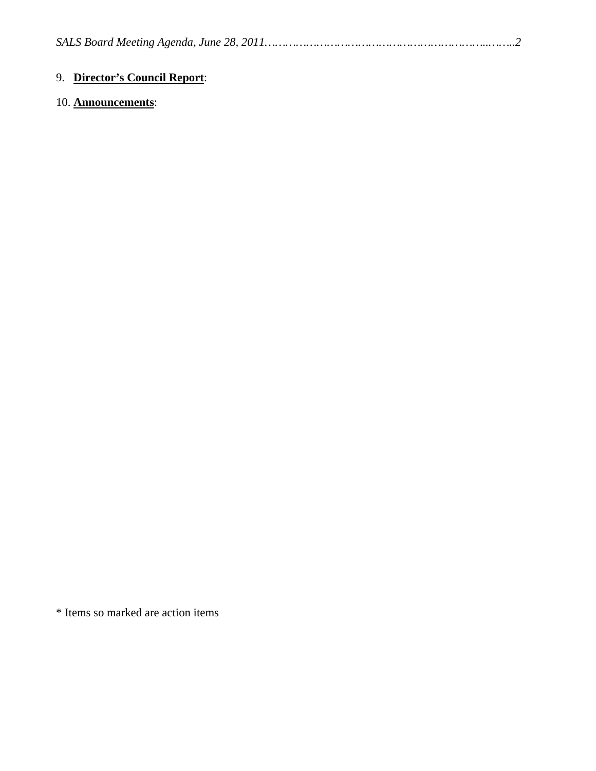9. **Director's Council Report**:

10. **Announcements**:

* Items so marked are action items